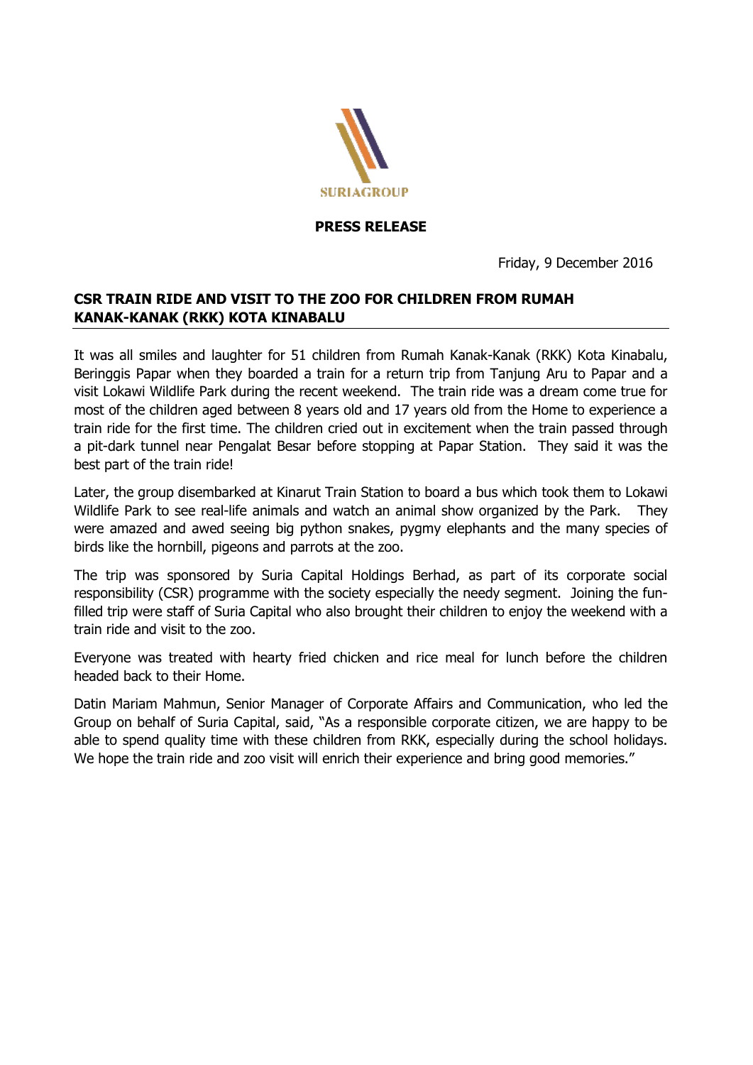SURIAGROUP

**PRESS RELEASE**

Friday, 9 December 2016

## CSR TRAIN RIDE AND VISIT TO THE ZOO FOR CHILDREN FROM RUMAH KANAK-KANAK (RKK) KOTA KINABALU

It was all smiles and laughter for 51 children from Rumah Kanak-Kanak (RKK) Kota Kinabalu, Beringgis Papar when they boarded a train for a return trip from Tanjung Aru to Papar and a visit Lokawi Wildlife Park during the recent weekend. The train ride was a dream come true for most of the children aged between 8 years old and 17 years old from the Home to experience a train ride for the first time. The children cried out in excitement when the train passed through a pit-dark tunnel near Pengalat Besar before stopping at Papar Station. They said it was the best part of the train ride!

Later, the group disembarked at Kinarut Train Station to board a bus which took them to Lokawi Wildlife Park to see real-life animals and watch an animal show organized by the Park. They were amazed and awed seeing big python snakes, pygmy elephants and the many species of birds like the hornbill, pigeons and parrots at the zoo.

The trip was sponsored by Suria Capital Holdings Berhad, as part of its corporate social responsibility (CSR) programme with the society especially the needy segment. Joining the fun-filled trip were staff of Suria Capital who also brought their children to enjoy the weekend with a train ride and visit to the zoo.

Everyone was treated with hearty fried chicken and rice meal for lunch before the children headed back to their Home.

Datin Mariam Mahmun, Senior Manager of Corporate Affairs and Communication, who led the Group on behalf of Suria Capital, said, "As a responsible corporate citizen, we are happy to be able to spend quality time with these children from RKK, especially during the school holidays. We hope the train ride and zoo visit will enrich their experience and bring good memories."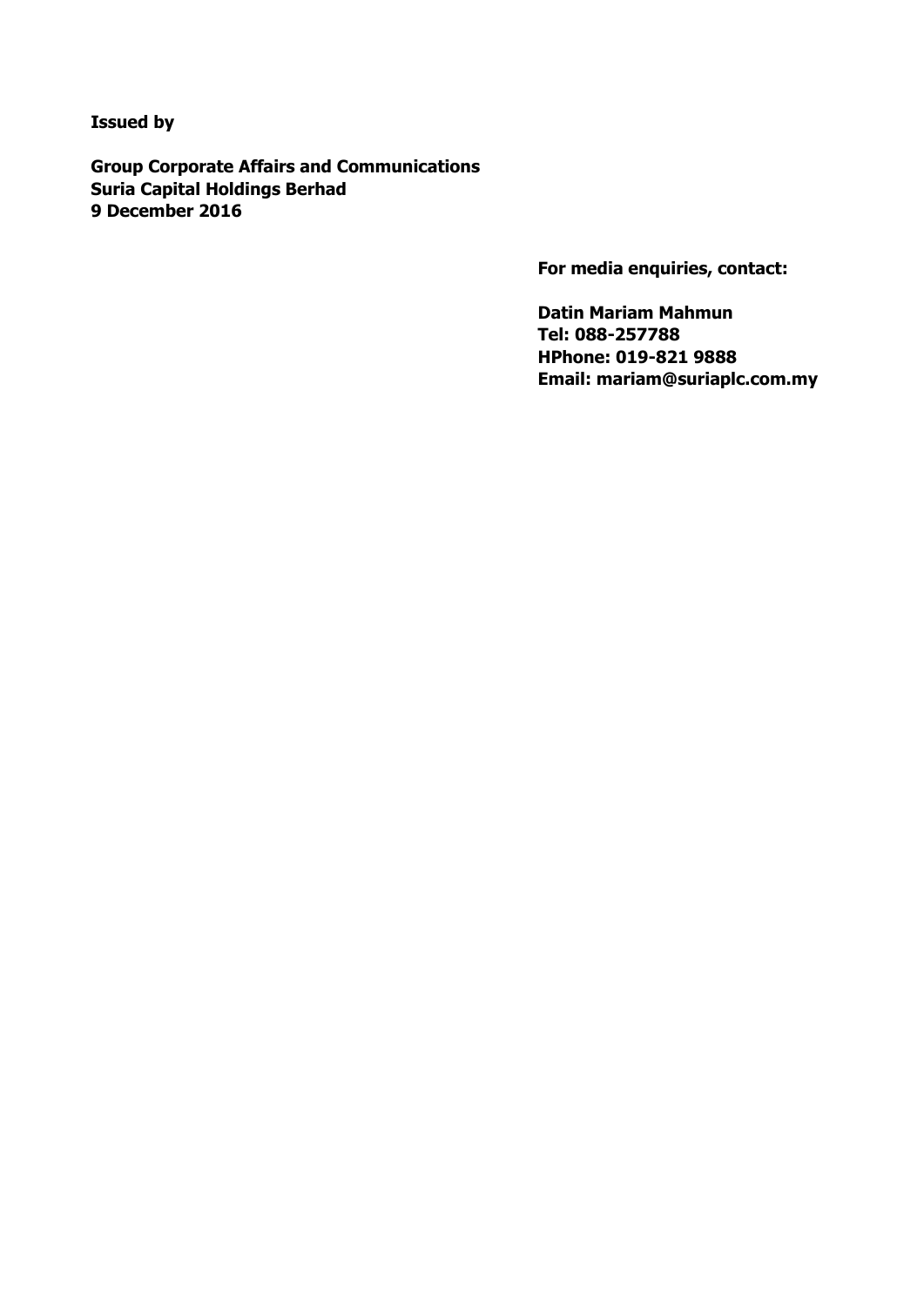**Issued by**

**Group Corporate Affairs and Communications**
**Suria Capital Holdings Berhad**
**9 December 2016**

**For media enquiries, contact:**

**Datin Mariam Mahmun**
**Tel: 088-257788**
**HPhone: 019-821 9888**
**Email: mariam@suriaplc.com.my**